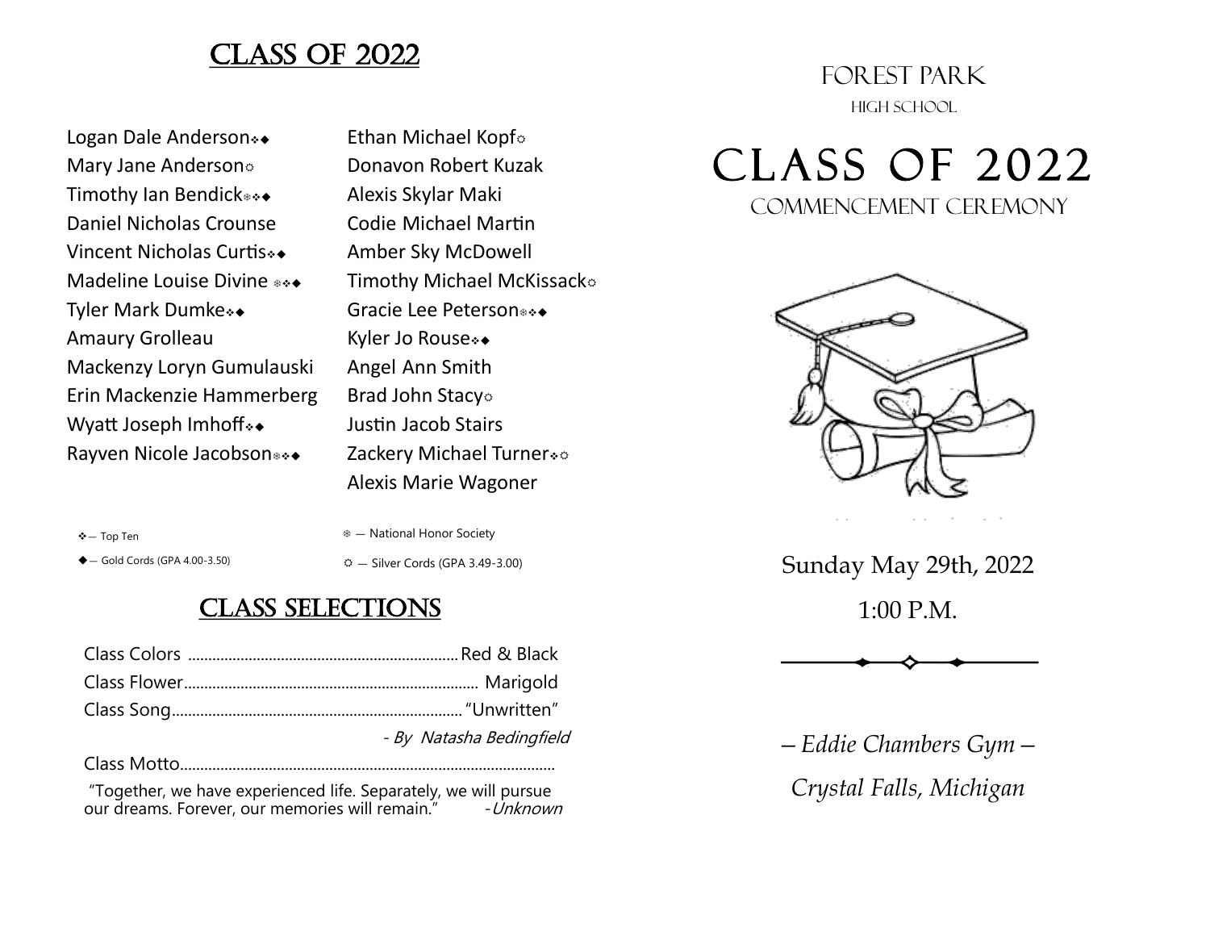## Class of 2022

Logan Dale Anderson❖◆
Mary Jane Anderson☼
Timothy Ian Bendick❄❖◆
Daniel Nicholas Crounse
Vincent Nicholas Curtis❖◆
Madeline Louise Divine ❄❖◆
Tyler Mark Dumke❖◆
Amaury Grolleau
Mackenzy Loryn Gumulauski
Erin Mackenzie Hammerberg
Wyatt Joseph Imhoff❖◆
Rayven Nicole Jacobson❄❖◆
Ethan Michael Kopf☼
Donavon Robert Kuzak
Alexis Skylar Maki
Codie Michael Martin
Amber Sky McDowell
Timothy Michael McKissack☼
Gracie Lee Peterson❄❖◆
Kyler Jo Rouse❖◆
Angel Ann Smith
Brad John Stacy☼
Justin Jacob Stairs
Zackery Michael Turner❖☼
Alexis Marie Wagoner

❖— Top Ten

◆— Gold Cords (GPA 4.00-3.50)

❄ — National Honor Society

☼ — Silver Cords (GPA 3.49-3.00)

## Class Selections

Class Colors .................................................................... Red & Black
Class Flower.......................................................................... Marigold
Class Song........................................................................ "Unwritten"
*- By Natasha Bedingfield*
Class Motto...........................................................................................

"Together, we have experienced life. Separately, we will pursue our dreams. Forever, our memories will remain." *-Unknown*

Forest Park
High School

# Class of 2022
Commencement Ceremony

Sunday May 29th, 2022

1:00 P.M.

*– Eddie Chambers Gym –*

*Crystal Falls, Michigan*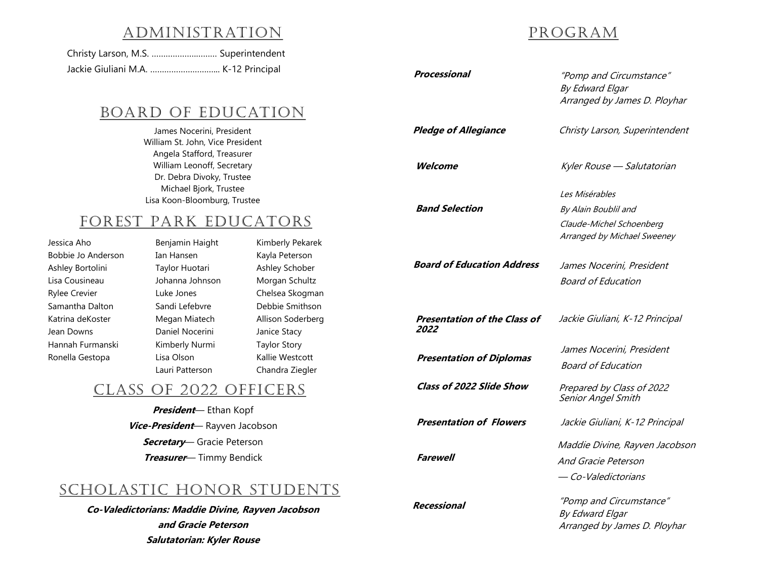# ADMINISTRATION

Christy Larson, M.S. ............................ Superintendent

Jackie Giuliani M.A. ............................. K-12 Principal

# BOARD OF EDUCATION

James Nocerini, President
William St. John, Vice President
Angela Stafford, Treasurer
William Leonoff, Secretary
Dr. Debra Divoky, Trustee
Michael Bjork, Trustee
Lisa Koon-Bloomburg, Trustee

# FOREST PARK EDUCATORS

| | | |
|---|---|---|
| Jessica Aho | Benjamin Haight | Kimberly Pekarek |
| Bobbie Jo Anderson | Ian Hansen | Kayla Peterson |
| Ashley Bortolini | Taylor Huotari | Ashley Schober |
| Lisa Cousineau | Johanna Johnson | Morgan Schultz |
| Rylee Crevier | Luke Jones | Chelsea Skogman |
| Samantha Dalton | Sandi Lefebvre | Debbie Smithson |
| Katrina deKoster | Megan Miatech | Allison Soderberg |
| Jean Downs | Daniel Nocerini | Janice Stacy |
| Hannah Furmanski | Kimberly Nurmi | Taylor Story |
| Ronella Gestopa | Lisa Olson | Kallie Westcott |
| | Lauri Patterson | Chandra Ziegler |

# CLASS OF 2022 OFFICERS

***President***— Ethan Kopf

***Vice-President***— Rayven Jacobson

***Secretary***— Gracie Peterson

***Treasurer***— Timmy Bendick

# SCHOLASTIC HONOR STUDENTS

***Co-Valedictorians: Maddie Divine, Rayven Jacobson and Gracie Peterson***

***Salutatorian: Kyler Rouse***

# PROGRAM

| | |
|---|---|
| ***Processional*** | *"Pomp and Circumstance" By Edward Elgar Arranged by James D. Ployhar* |
| ***Pledge of Allegiance*** | *Christy Larson, Superintendent* |
| ***Welcome*** | *Kyler Rouse — Salutatorian* |
| ***Band Selection*** | *Les Misérables By Alain Boublil and Claude-Michel Schoenberg Arranged by Michael Sweeney* |
| ***Board of Education Address*** | *James Nocerini, President Board of Education* |
| ***Presentation of the Class of 2022*** | *Jackie Giuliani, K-12 Principal* |
| ***Presentation of Diplomas*** | *James Nocerini, President Board of Education* |
| ***Class of 2022 Slide Show*** | *Prepared by Class of 2022 Senior Angel Smith* |
| ***Presentation of Flowers*** | *Jackie Giuliani, K-12 Principal* |
| ***Farewell*** | *Maddie Divine, Rayven Jacobson And Gracie Peterson — Co-Valedictorians* |
| ***Recessional*** | *"Pomp and Circumstance" By Edward Elgar Arranged by James D. Ployhar* |